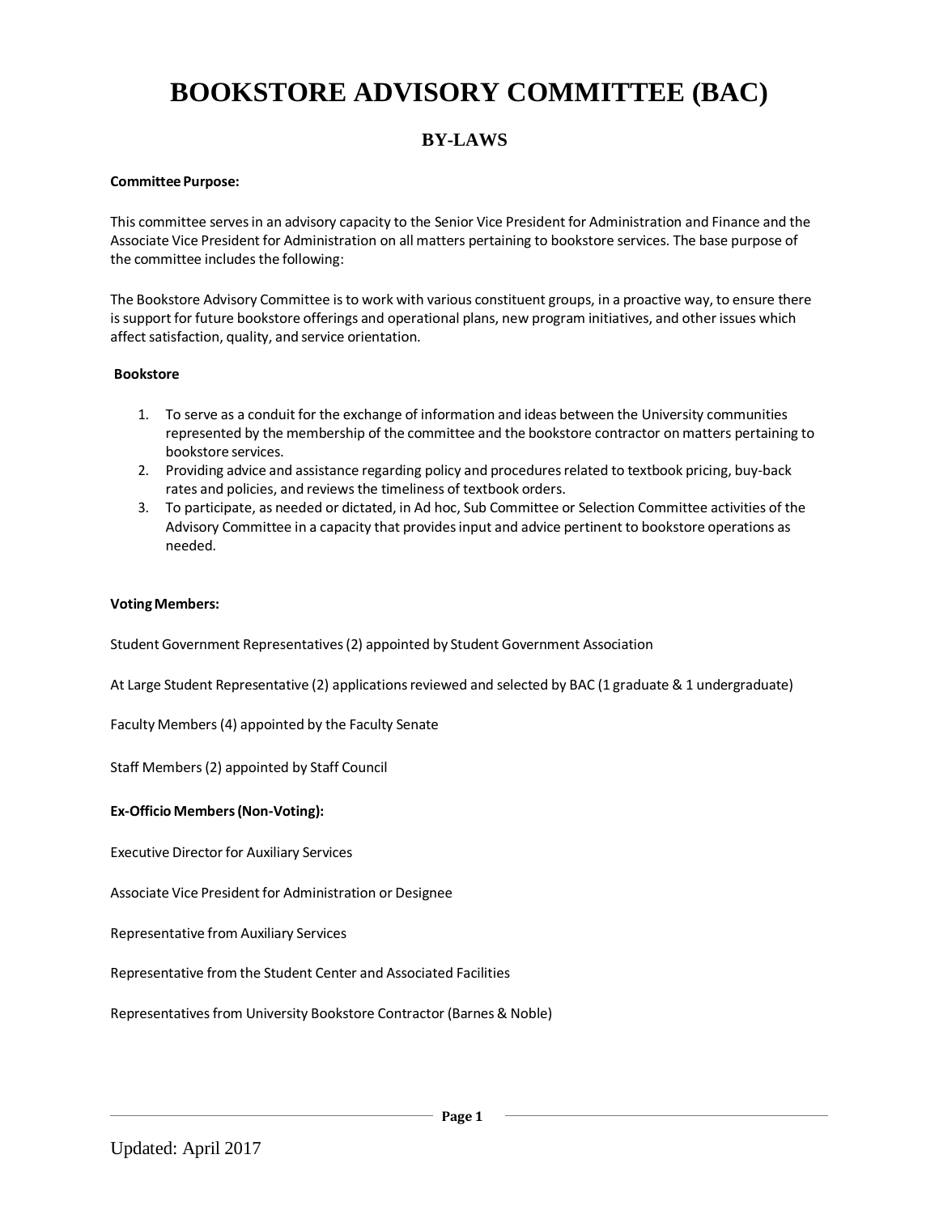# BOOKSTORE ADVISORY COMMITTEE (BAC)

## BY-LAWS

**Committee Purpose:**

This committee serves in an advisory capacity to the Senior Vice President for Administration and Finance and the Associate Vice President for Administration on all matters pertaining to bookstore services. The base purpose of the committee includes the following:

The Bookstore Advisory Committee is to work with various constituent groups, in a proactive way, to ensure there is support for future bookstore offerings and operational plans, new program initiatives, and other issues which affect satisfaction, quality, and service orientation.

**Bookstore**

1. To serve as a conduit for the exchange of information and ideas between the University communities represented by the membership of the committee and the bookstore contractor on matters pertaining to bookstore services.
2. Providing advice and assistance regarding policy and procedures related to textbook pricing, buy-back rates and policies, and reviews the timeliness of textbook orders.
3. To participate, as needed or dictated, in Ad hoc, Sub Committee or Selection Committee activities of the Advisory Committee in a capacity that provides input and advice pertinent to bookstore operations as needed.

**Voting Members:**

Student Government Representatives (2) appointed by Student Government Association

At Large Student Representative (2) applications reviewed and selected by BAC (1 graduate & 1 undergraduate)

Faculty Members (4) appointed by the Faculty Senate

Staff Members (2) appointed by Staff Council

**Ex-Officio Members (Non-Voting):**

Executive Director for Auxiliary Services

Associate Vice President for Administration or Designee

Representative from Auxiliary Services

Representative from the Student Center and Associated Facilities

Representatives from University Bookstore Contractor (Barnes & Noble)

Updated: April 2017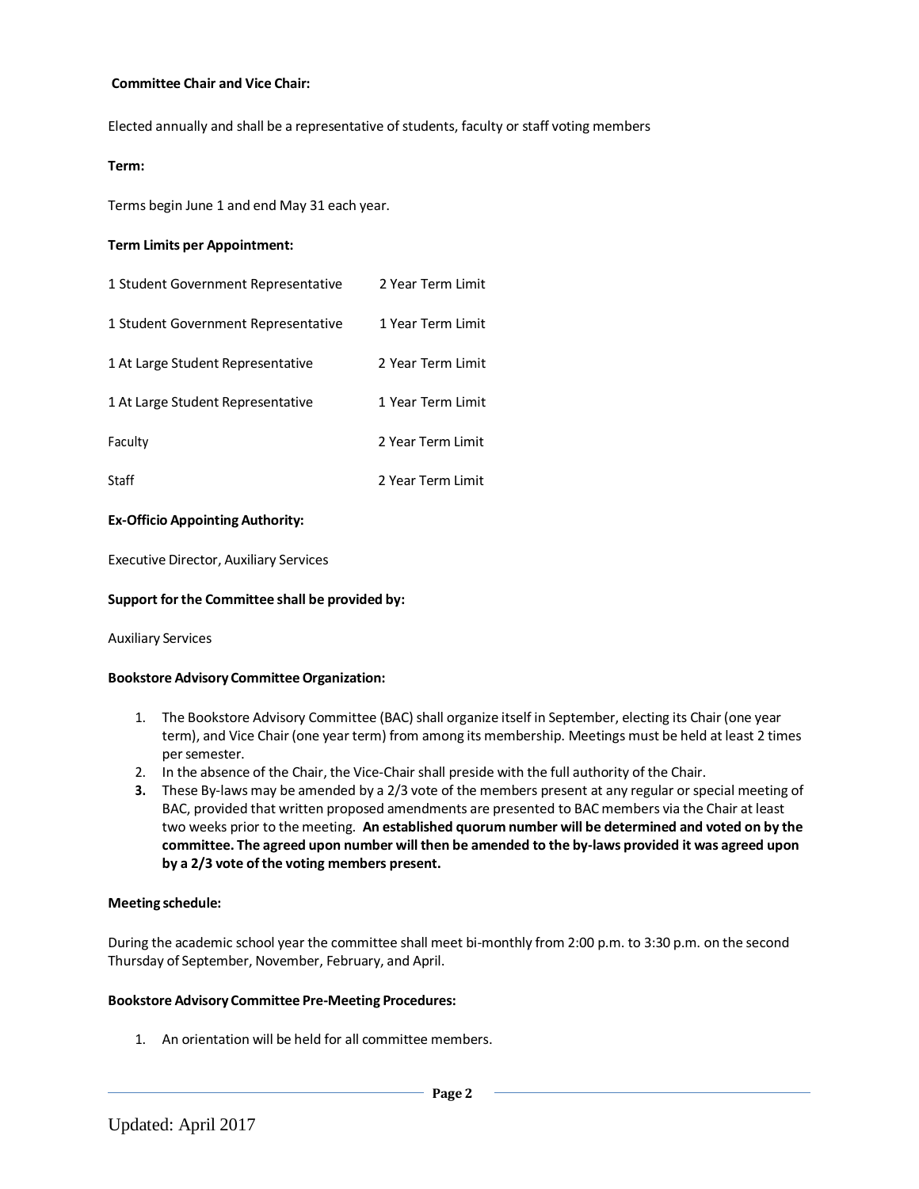**Committee Chair and Vice Chair:**

Elected annually and shall be a representative of students, faculty or staff voting members

**Term:**

Terms begin June 1 and end May 31 each year.

**Term Limits per Appointment:**

| | |
|---|---|
| 1 Student Government Representative | 2 Year Term Limit |
| 1 Student Government Representative | 1 Year Term Limit |
| 1 At Large Student Representative | 2 Year Term Limit |
| 1 At Large Student Representative | 1 Year Term Limit |
| Faculty | 2 Year Term Limit |
| Staff | 2 Year Term Limit |

**Ex-Officio Appointing Authority:**

Executive Director, Auxiliary Services

**Support for the Committee shall be provided by:**

Auxiliary Services

**Bookstore Advisory Committee Organization:**

1. The Bookstore Advisory Committee (BAC) shall organize itself in September, electing its Chair (one year term), and Vice Chair (one year term) from among its membership. Meetings must be held at least 2 times per semester.
2. In the absence of the Chair, the Vice-Chair shall preside with the full authority of the Chair.
3. These By-laws may be amended by a 2/3 vote of the members present at any regular or special meeting of BAC, provided that written proposed amendments are presented to BAC members via the Chair at least two weeks prior to the meeting. **An established quorum number will be determined and voted on by the committee. The agreed upon number will then be amended to the by-laws provided it was agreed upon by a 2/3 vote of the voting members present.**

**Meeting schedule:**

During the academic school year the committee shall meet bi-monthly from 2:00 p.m. to 3:30 p.m. on the second Thursday of September, November, February, and April.

**Bookstore Advisory Committee Pre-Meeting Procedures:**

1. An orientation will be held for all committee members.

Updated: April 2017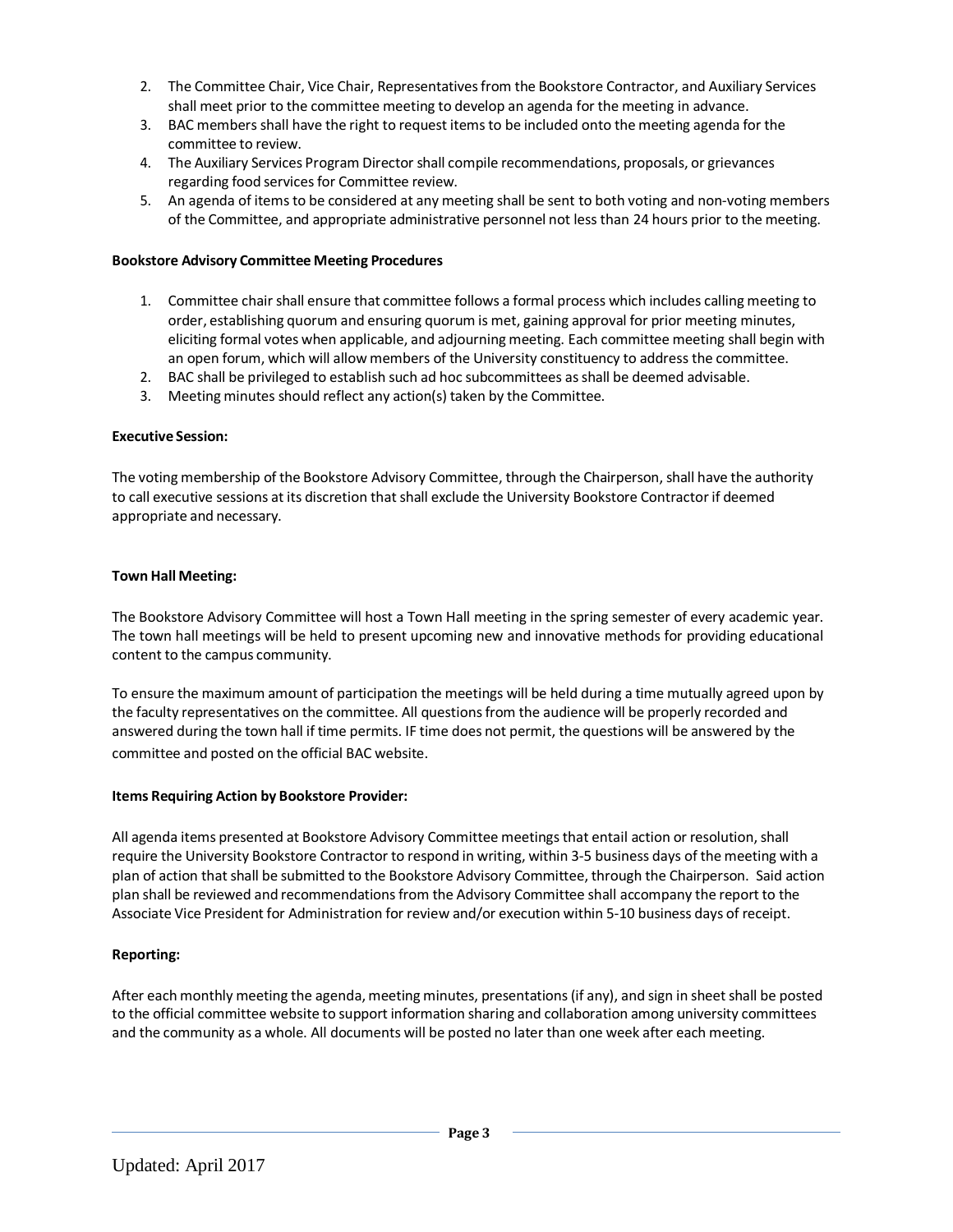2. The Committee Chair, Vice Chair, Representatives from the Bookstore Contractor, and Auxiliary Services shall meet prior to the committee meeting to develop an agenda for the meeting in advance.
3. BAC members shall have the right to request items to be included onto the meeting agenda for the committee to review.
4. The Auxiliary Services Program Director shall compile recommendations, proposals, or grievances regarding food services for Committee review.
5. An agenda of items to be considered at any meeting shall be sent to both voting and non-voting members of the Committee, and appropriate administrative personnel not less than 24 hours prior to the meeting.

**Bookstore Advisory Committee Meeting Procedures**

1. Committee chair shall ensure that committee follows a formal process which includes calling meeting to order, establishing quorum and ensuring quorum is met, gaining approval for prior meeting minutes, eliciting formal votes when applicable, and adjourning meeting. Each committee meeting shall begin with an open forum, which will allow members of the University constituency to address the committee.
2. BAC shall be privileged to establish such ad hoc subcommittees as shall be deemed advisable.
3. Meeting minutes should reflect any action(s) taken by the Committee.

**Executive Session:**

The voting membership of the Bookstore Advisory Committee, through the Chairperson, shall have the authority to call executive sessions at its discretion that shall exclude the University Bookstore Contractor if deemed appropriate and necessary.

**Town Hall Meeting:**

The Bookstore Advisory Committee will host a Town Hall meeting in the spring semester of every academic year. The town hall meetings will be held to present upcoming new and innovative methods for providing educational content to the campus community.

To ensure the maximum amount of participation the meetings will be held during a time mutually agreed upon by the faculty representatives on the committee. All questions from the audience will be properly recorded and answered during the town hall if time permits. IF time does not permit, the questions will be answered by the committee and posted on the official BAC website.

**Items Requiring Action by Bookstore Provider:**

All agenda items presented at Bookstore Advisory Committee meetings that entail action or resolution, shall require the University Bookstore Contractor to respond in writing, within 3-5 business days of the meeting with a plan of action that shall be submitted to the Bookstore Advisory Committee, through the Chairperson. Said action plan shall be reviewed and recommendations from the Advisory Committee shall accompany the report to the Associate Vice President for Administration for review and/or execution within 5-10 business days of receipt.

**Reporting:**

After each monthly meeting the agenda, meeting minutes, presentations (if any), and sign in sheet shall be posted to the official committee website to support information sharing and collaboration among university committees and the community as a whole. All documents will be posted no later than one week after each meeting.

Updated: April 2017